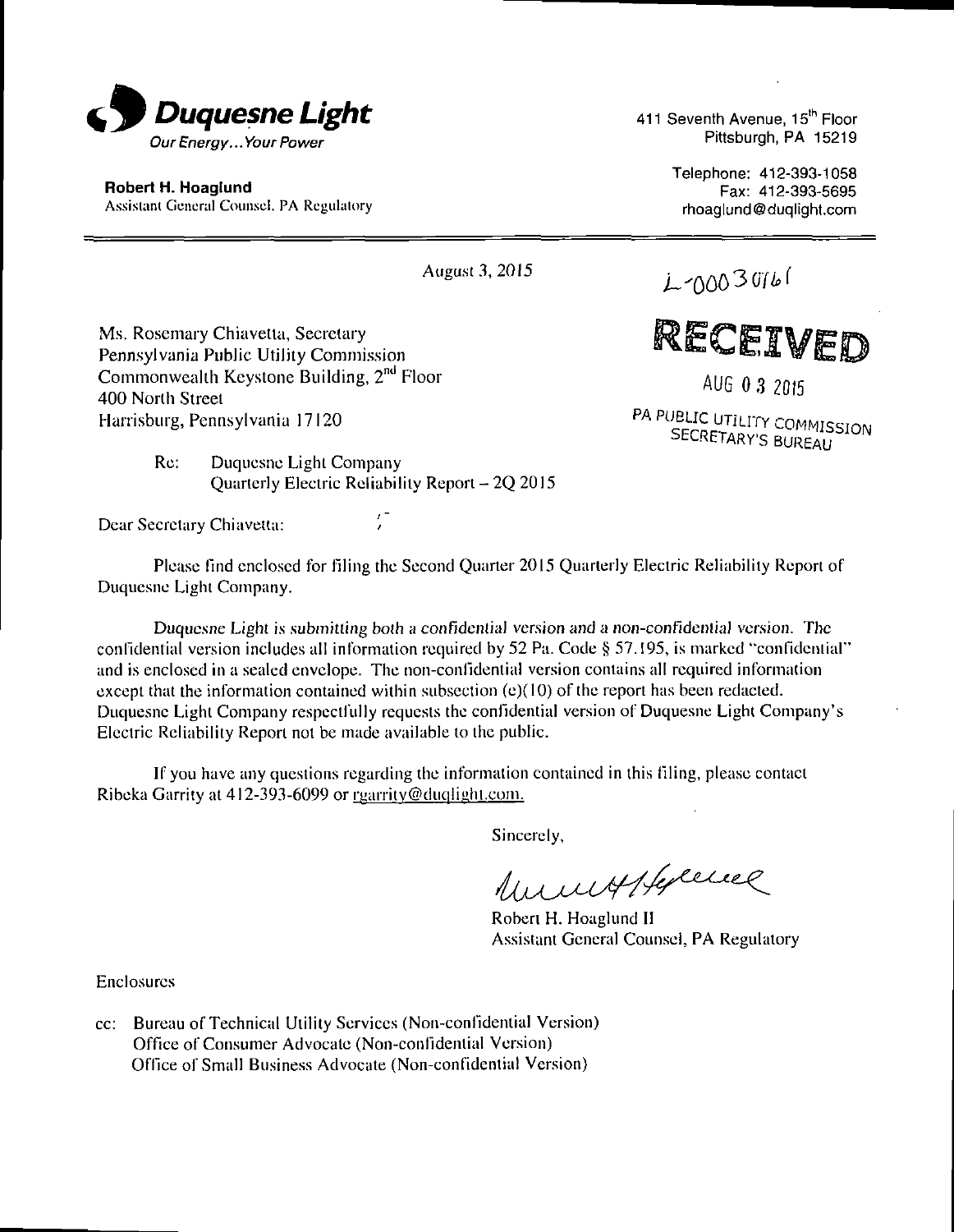**Duquesne Light**
*Our Energy... Your Power*

**Robert H. Hoaglund**
Assistant General Counsel, PA Regulatory

411 Seventh Avenue, 15th Floor
Pittsburgh, PA 15219

Telephone: 412-393-1058
Fax: 412-393-5695
rhoaglund@duqlight.com

August 3, 2015

L-00030161

RECEIVED
AUG 03 2015
PA PUBLIC UTILITY COMMISSION
SECRETARY'S BUREAU

Ms. Rosemary Chiavetta, Secretary
Pennsylvania Public Utility Commission
Commonwealth Keystone Building, 2nd Floor
400 North Street
Harrisburg, Pennsylvania 17120

Re: Duquesne Light Company
Quarterly Electric Reliability Report – 2Q 2015

Dear Secretary Chiavetta:

Please find enclosed for filing the Second Quarter 2015 Quarterly Electric Reliability Report of Duquesne Light Company.

*Duquesne Light is submitting both a confidential version and a non-confidential version.* The confidential version includes all information required by 52 Pa. Code § 57.195, is marked "confidential" and is enclosed in a sealed envelope. The non-confidential version contains all required information except that the information contained within subsection (e)(10) of the report has been redacted. Duquesne Light Company respectfully requests the confidential version of Duquesne Light Company's Electric Reliability Report not be made available to the public.

If you have any questions regarding the information contained in this filing, please contact Ribeka Garrity at 412-393-6099 or rgarrity@duqlight.com.

Sincerely,

Robert H. Hoaglund II
Assistant General Counsel, PA Regulatory

Enclosures

cc: Bureau of Technical Utility Services (Non-confidential Version)
Office of Consumer Advocate (Non-confidential Version)
Office of Small Business Advocate (Non-confidential Version)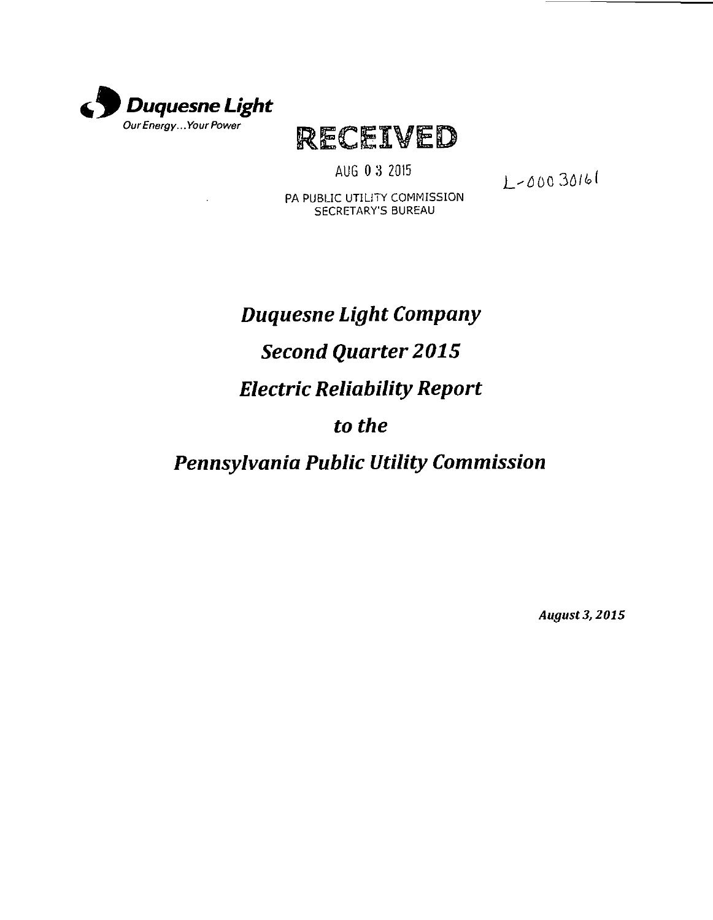Duquesne Light
Our Energy...Your Power

RECEIVED

AUG 0 3 2015

PA PUBLIC UTILITY COMMISSION
SECRETARY'S BUREAU

L-00030161

# *Duquesne Light Company*

# *Second Quarter 2015*

# *Electric Reliability Report*

# *to the*

# *Pennsylvania Public Utility Commission*

***August 3, 2015***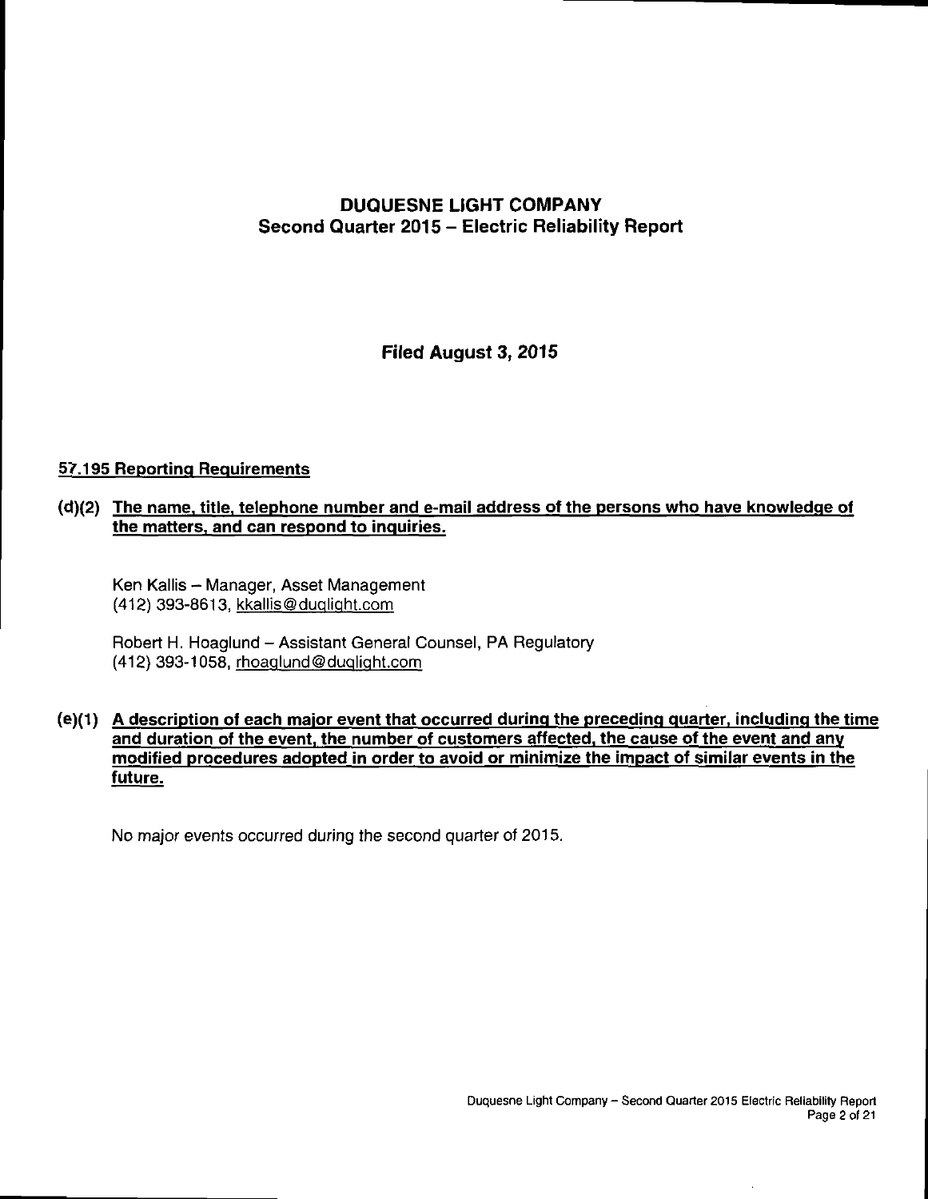# DUQUESNE LIGHT COMPANY
## Second Quarter 2015 – Electric Reliability Report

**Filed August 3, 2015**

### 57.195 Reporting Requirements

**(d)(2) The name, title, telephone number and e-mail address of the persons who have knowledge of the matters, and can respond to inquiries.**

Ken Kallis – Manager, Asset Management
(412) 393-8613, kkallis@duqlight.com

Robert H. Hoaglund – Assistant General Counsel, PA Regulatory
(412) 393-1058, rhoaglund@duqlight.com

**(e)(1) A description of each major event that occurred during the preceding quarter, including the time and duration of the event, the number of customers affected, the cause of the event and any modified procedures adopted in order to avoid or minimize the impact of similar events in the future.**

No major events occurred during the second quarter of 2015.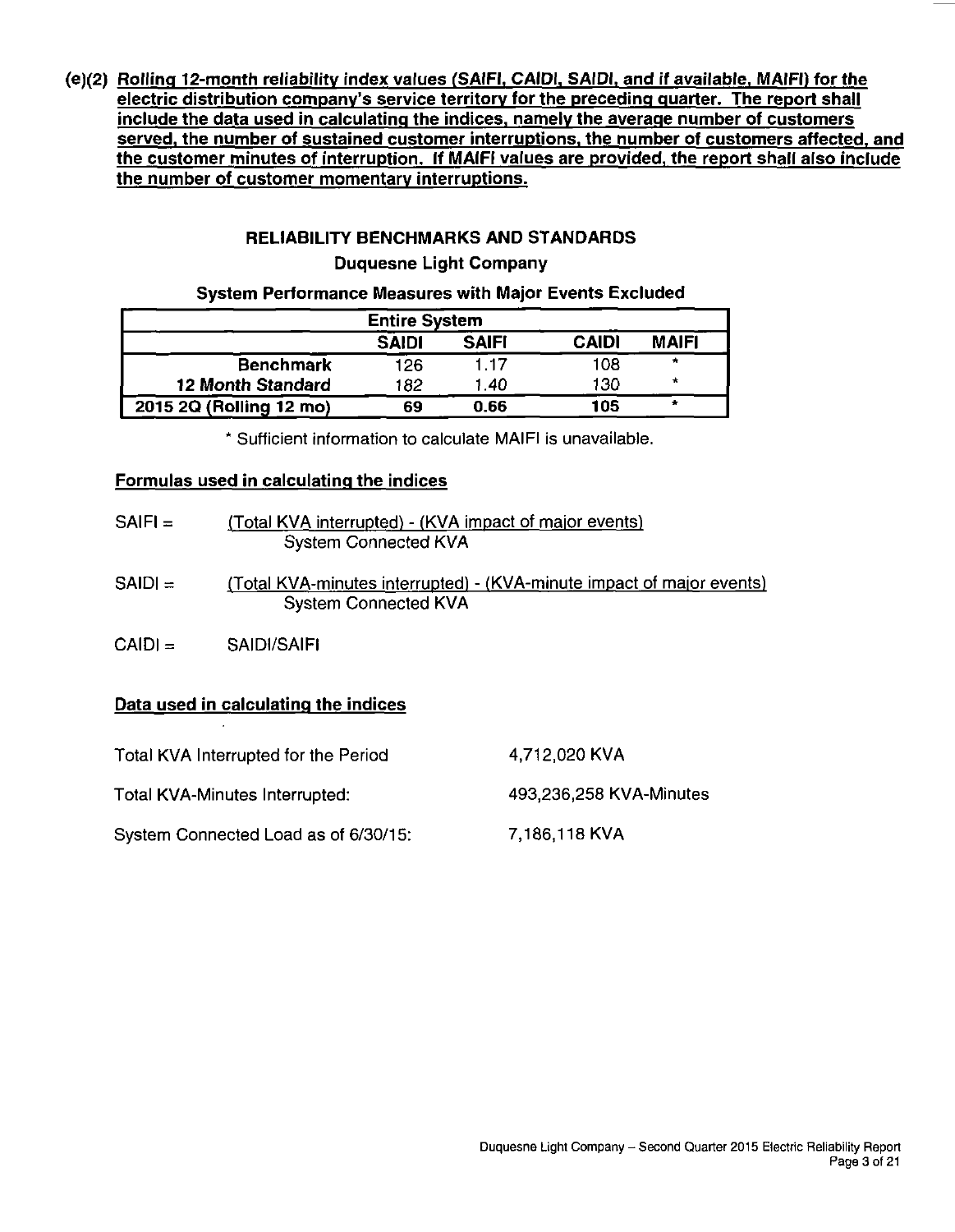**(e)(2) Rolling 12-month reliability index values (SAIFI, CAIDI, SAIDI, and if available, MAIFI) for the electric distribution company's service territory for the preceding quarter. The report shall include the data used in calculating the indices, namely the average number of customers served, the number of sustained customer interruptions, the number of customers affected, and the customer minutes of interruption. If MAIFI values are provided, the report shall also include the number of customer momentary interruptions.**

## RELIABILITY BENCHMARKS AND STANDARDS

### Duquesne Light Company

### System Performance Measures with Major Events Excluded

| Entire System | | | | |
|---|---|---|---|---|
| | **SAIDI** | **SAIFI** | **CAIDI** | **MAIFI** |
| **Benchmark** | 126 | 1.17 | 108 | * |
| ***12 Month Standard*** | *182* | *1.40* | *130* | * |
| **2015 2Q (Rolling 12 mo)** | **69** | **0.66** | **105** | * |

\* Sufficient information to calculate MAIFI is unavailable.

**Formulas used in calculating the indices**

$$\text{SAIFI} = \frac{\text{(Total KVA interrupted) - (KVA impact of major events)}}{\text{System Connected KVA}}$$

$$\text{SAIDI} = \frac{\text{(Total KVA-minutes interrupted) - (KVA-minute impact of major events)}}{\text{System Connected KVA}}$$

$$\text{CAIDI} = \text{SAIDI/SAIFI}$$

**Data used in calculating the indices**

| | |
|---|---|
| Total KVA Interrupted for the Period | 4,712,020 KVA |
| Total KVA-Minutes Interrupted: | 493,236,258 KVA-Minutes |
| System Connected Load as of 6/30/15: | 7,186,118 KVA |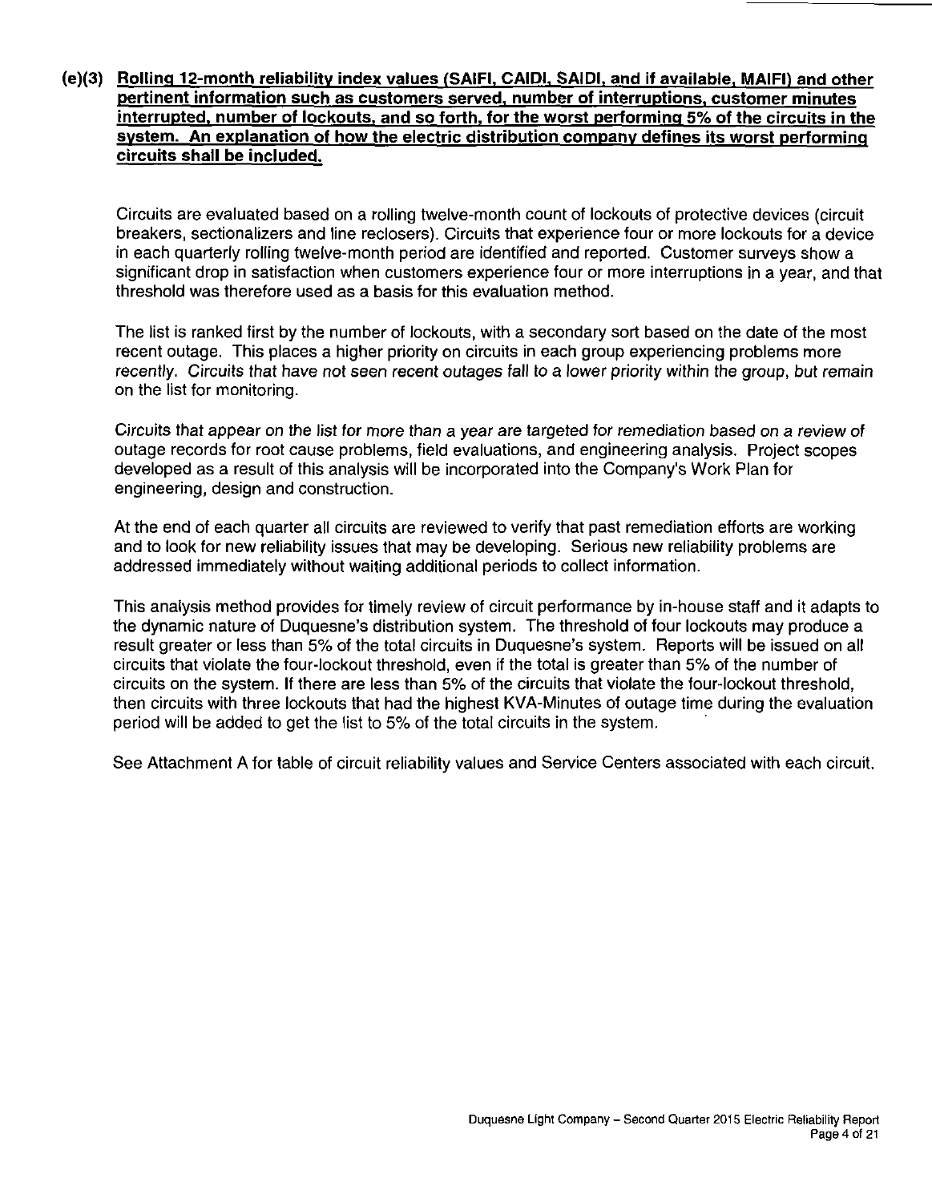**(e)(3) Rolling 12-month reliability index values (SAIFI, CAIDI, SAIDI, and if available, MAIFI) and other pertinent information such as customers served, number of interruptions, customer minutes interrupted, number of lockouts, and so forth, for the worst performing 5% of the circuits in the system. An explanation of how the electric distribution company defines its worst performing circuits shall be included.**

Circuits are evaluated based on a rolling twelve-month count of lockouts of protective devices (circuit breakers, sectionalizers and line reclosers). Circuits that experience four or more lockouts for a device in each quarterly rolling twelve-month period are identified and reported. Customer surveys show a significant drop in satisfaction when customers experience four or more interruptions in a year, and that threshold was therefore used as a basis for this evaluation method.

The list is ranked first by the number of lockouts, with a secondary sort based on the date of the most recent outage. This places a higher priority on circuits in each group experiencing problems more recently. Circuits that have not seen recent outages fall to a lower priority within the group, but remain on the list for monitoring.

Circuits that appear on the list for more than a year are targeted for remediation based on a review of outage records for root cause problems, field evaluations, and engineering analysis. Project scopes developed as a result of this analysis will be incorporated into the Company's Work Plan for engineering, design and construction.

At the end of each quarter all circuits are reviewed to verify that past remediation efforts are working and to look for new reliability issues that may be developing. Serious new reliability problems are addressed immediately without waiting additional periods to collect information.

This analysis method provides for timely review of circuit performance by in-house staff and it adapts to the dynamic nature of Duquesne's distribution system. The threshold of four lockouts may produce a result greater or less than 5% of the total circuits in Duquesne's system. Reports will be issued on all circuits that violate the four-lockout threshold, even if the total is greater than 5% of the number of circuits on the system. If there are less than 5% of the circuits that violate the four-lockout threshold, then circuits with three lockouts that had the highest KVA-Minutes of outage time during the evaluation period will be added to get the list to 5% of the total circuits in the system.

See Attachment A for table of circuit reliability values and Service Centers associated with each circuit.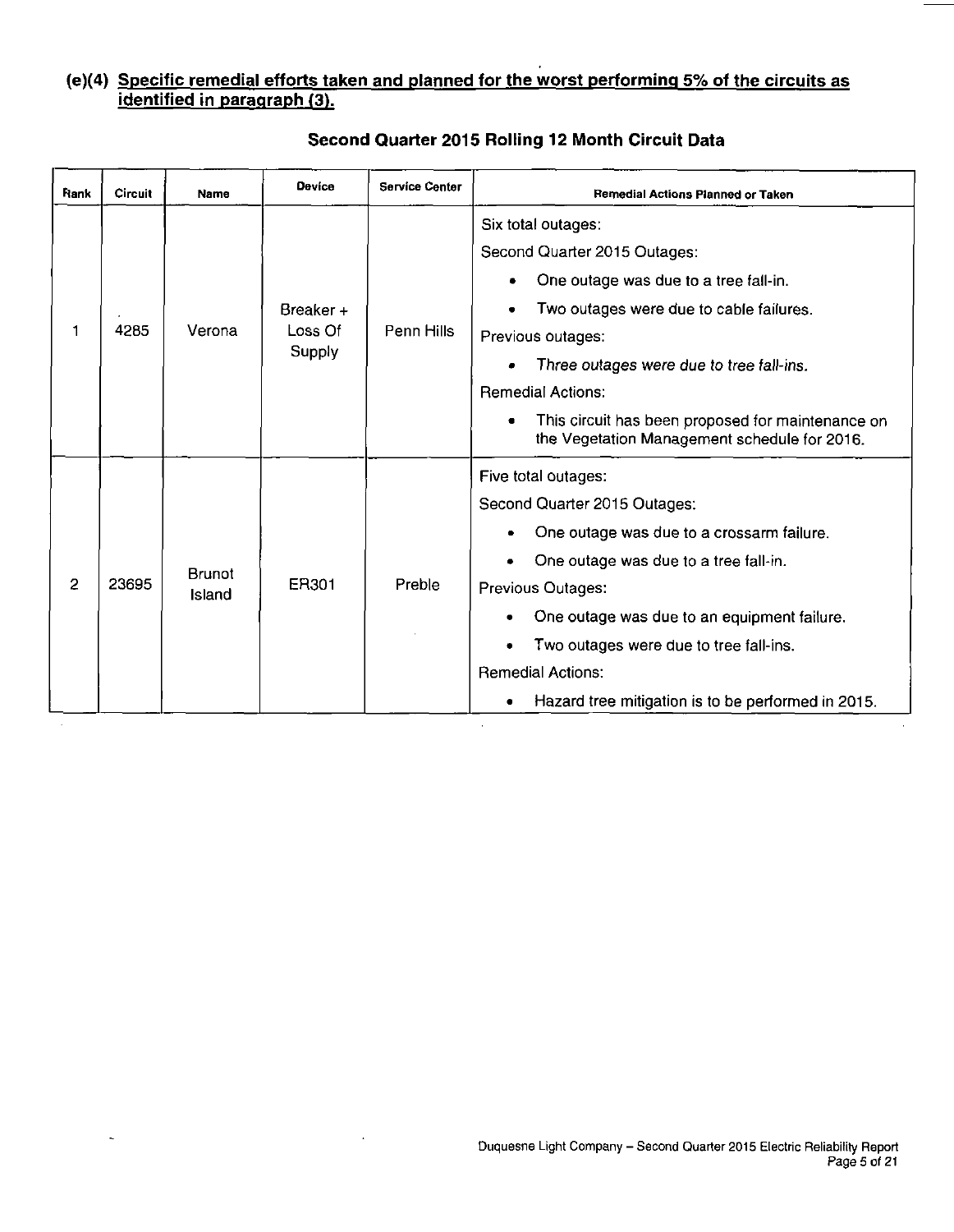### (e)(4) Specific remedial efforts taken and planned for the worst performing 5% of the circuits as identified in paragraph (3).

**Second Quarter 2015 Rolling 12 Month Circuit Data**

| Rank | Circuit | Name | Device | Service Center | Remedial Actions Planned or Taken |
|---|---|---|---|---|---|
| 1 | 4285 | Verona | Breaker + Loss Of Supply | Penn Hills | Six total outages:<br>Second Quarter 2015 Outages:<br>• One outage was due to a tree fall-in.<br>• Two outages were due to cable failures.<br>Previous outages:<br>• *Three outages were due to tree fall-ins.*<br>Remedial Actions:<br>• This circuit has been proposed for maintenance on the Vegetation Management schedule for 2016. |
| 2 | 23695 | Brunot Island | ER301 | Preble | Five total outages:<br>Second Quarter 2015 Outages:<br>• One outage was due to a crossarm failure.<br>• One outage was due to a tree fall-in.<br>Previous Outages:<br>• One outage was due to an equipment failure.<br>• Two outages were due to tree fall-ins.<br>Remedial Actions:<br>• Hazard tree mitigation is to be performed in 2015. |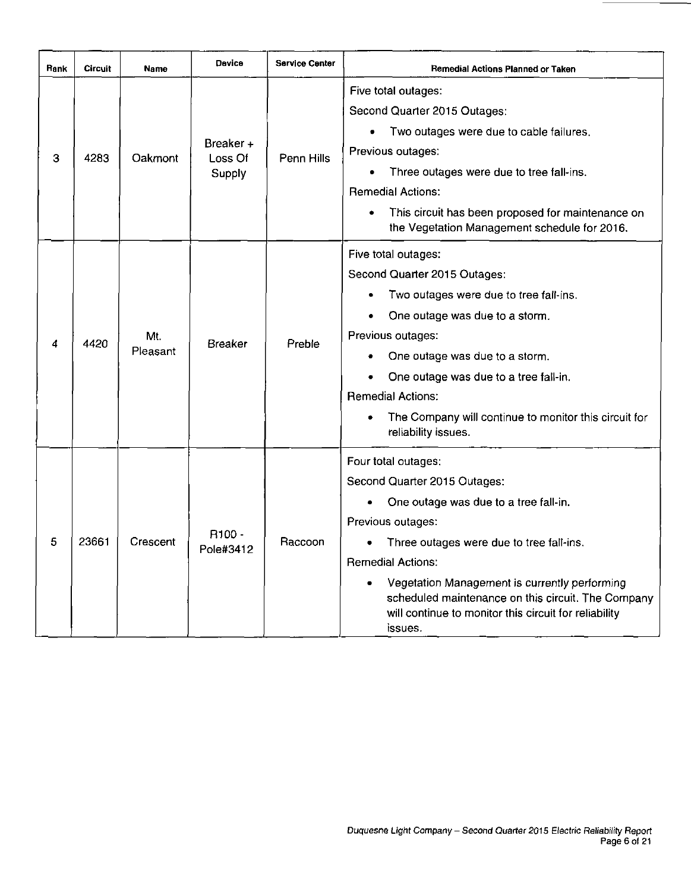| Rank | Circuit | Name | Device | Service Center | Remedial Actions Planned or Taken |
|---|---|---|---|---|---|
| 3 | 4283 | Oakmont | Breaker + Loss Of Supply | Penn Hills | Five total outages:<br>Second Quarter 2015 Outages:<br>• Two outages were due to cable failures.<br>Previous outages:<br>• Three outages were due to tree fall-ins.<br>Remedial Actions:<br>• This circuit has been proposed for maintenance on the Vegetation Management schedule for 2016. |
| 4 | 4420 | Mt. Pleasant | Breaker | Preble | Five total outages:<br>Second Quarter 2015 Outages:<br>• Two outages were due to tree fall-ins.<br>• One outage was due to a storm.<br>Previous outages:<br>• One outage was due to a storm.<br>• One outage was due to a tree fall-in.<br>Remedial Actions:<br>• The Company will continue to monitor this circuit for reliability issues. |
| 5 | 23661 | Crescent | R100 - Pole#3412 | Raccoon | Four total outages:<br>Second Quarter 2015 Outages:<br>• One outage was due to a tree fall-in.<br>Previous outages:<br>• Three outages were due to tree fall-ins.<br>Remedial Actions:<br>• Vegetation Management is currently performing scheduled maintenance on this circuit. The Company will continue to monitor this circuit for reliability issues. |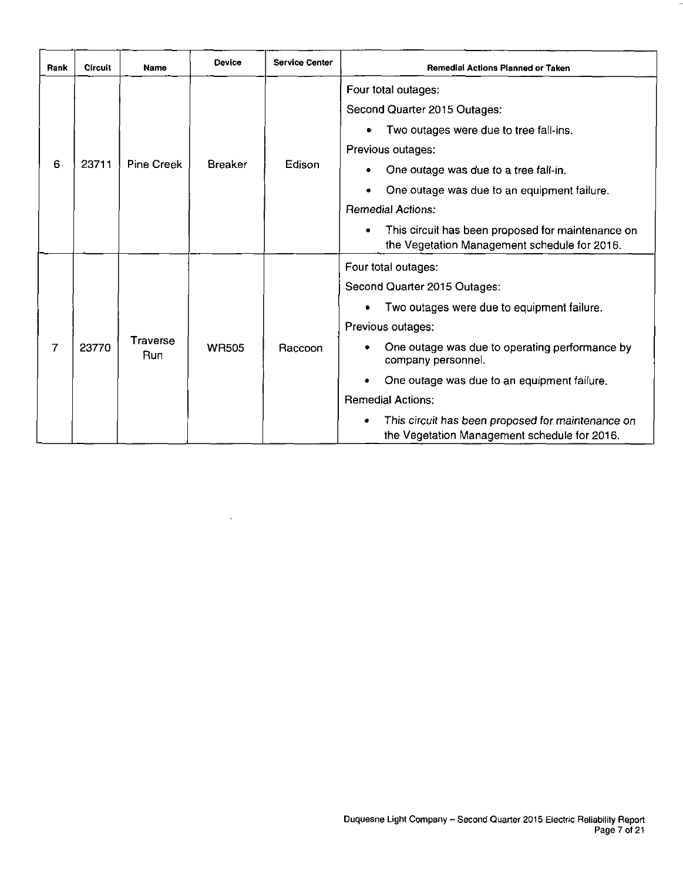| Rank | Circuit | Name | Device | Service Center | Remedial Actions Planned or Taken |
|---|---|---|---|---|---|
| 6 | 23711 | Pine Creek | Breaker | Edison | Four total outages:<br>Second Quarter 2015 Outages:<br>• Two outages were due to tree fall-ins.<br>Previous outages:<br>• One outage was due to a tree fall-in.<br>• One outage was due to an equipment failure.<br>*Remedial Actions:*<br>• This circuit has been proposed for maintenance on the Vegetation Management schedule for 2016. |
| 7 | 23770 | Traverse Run | WR505 | Raccoon | Four total outages:<br>Second Quarter 2015 Outages:<br>• Two outages were due to equipment failure.<br>Previous outages:<br>• One outage was due to operating performance by company personnel.<br>• One outage was due to an equipment failure.<br>Remedial Actions:<br>• *This circuit has been proposed for maintenance on the Vegetation Management schedule for 2016.* |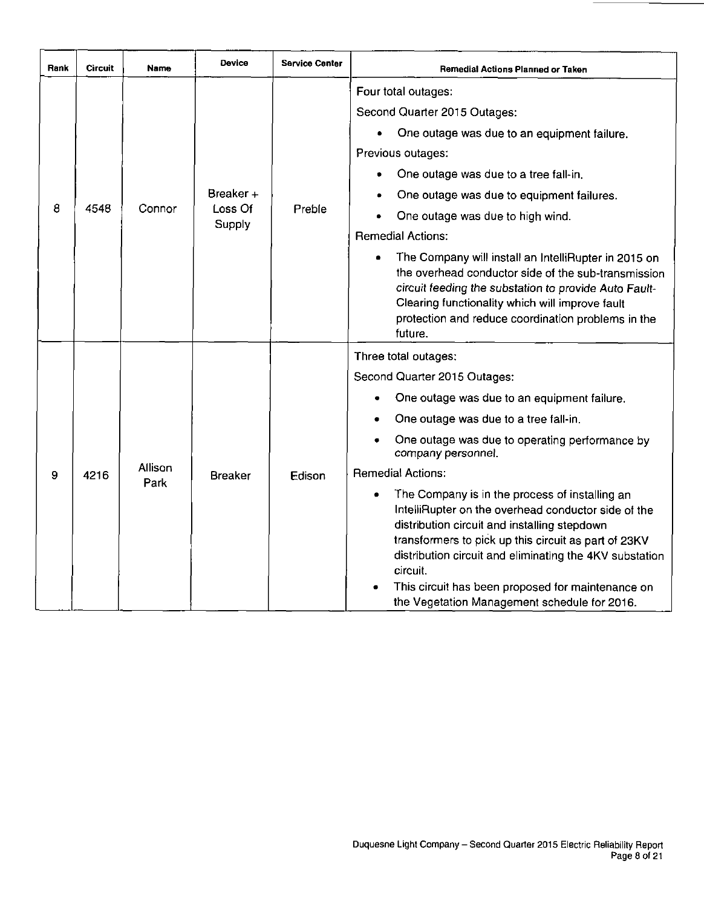| Rank | Circuit | Name | Device | Service Center | Remedial Actions Planned or Taken |
|---|---|---|---|---|---|
| 8 | 4548 | Connor | Breaker + Loss Of Supply | Preble | Four total outages:<br>Second Quarter 2015 Outages:<br>• One outage was due to an equipment failure.<br>Previous outages:<br>• One outage was due to a tree fall-in.<br>• One outage was due to equipment failures.<br>• One outage was due to high wind.<br>Remedial Actions:<br>• The Company will install an IntelliRupter in 2015 on the overhead conductor side of the sub-transmission circuit feeding the substation to provide Auto Fault-Clearing functionality which will improve fault protection and reduce coordination problems in the future. |
| 9 | 4216 | Allison Park | Breaker | Edison | Three total outages:<br>Second Quarter 2015 Outages:<br>• One outage was due to an equipment failure.<br>• One outage was due to a tree fall-in.<br>• One outage was due to operating performance by company personnel.<br>Remedial Actions:<br>• The Company is in the process of installing an IntelliRupter on the overhead conductor side of the distribution circuit and installing stepdown transformers to pick up this circuit as part of 23KV distribution circuit and eliminating the 4KV substation circuit.<br>• This circuit has been proposed for maintenance on the Vegetation Management schedule for 2016. |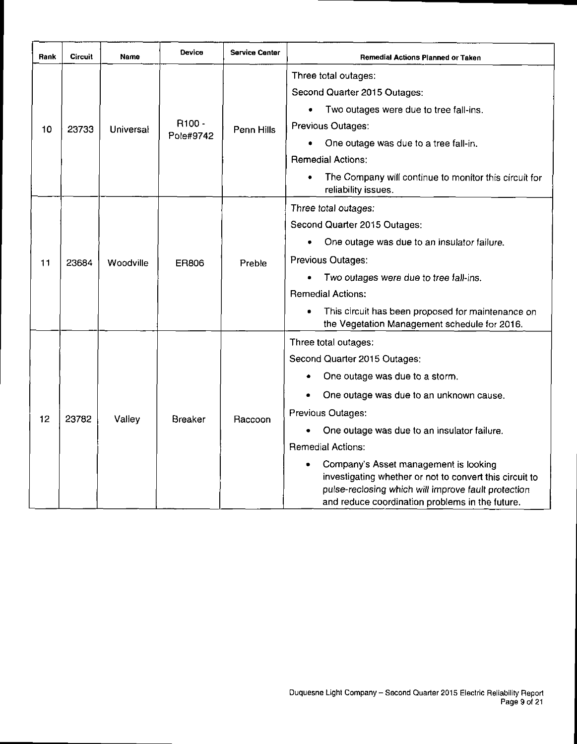| Rank | Circuit | Name | Device | Service Center | Remedial Actions Planned or Taken |
|---|---|---|---|---|---|
| 10 | 23733 | Universal | R100 - Pole#9742 | Penn Hills | Three total outages:<br>Second Quarter 2015 Outages:<br>• Two outages were due to tree fall-ins.<br>Previous Outages:<br>• One outage was due to a tree fall-in.<br>Remedial Actions:<br>• The Company will continue to monitor this circuit for reliability issues. |
| 11 | 23684 | Woodville | ER806 | Preble | *Three total outages:*<br>Second Quarter 2015 Outages:<br>• One outage was due to an insulator failure.<br>Previous Outages:<br>• *Two outages were due to tree fall-ins.*<br>Remedial Actions:<br>• This circuit has been proposed for maintenance on the Vegetation Management schedule for 2016. |
| 12 | 23782 | Valley | Breaker | Raccoon | Three total outages:<br>Second Quarter 2015 Outages:<br>• One outage was due to a storm.<br>• One outage was due to an unknown cause.<br>Previous Outages:<br>• One outage was due to an insulator failure.<br>Remedial Actions:<br>• Company's Asset management is looking investigating whether or not to convert this circuit to *pulse-reclosing which will improve fault protection* and reduce coordination problems in the future. |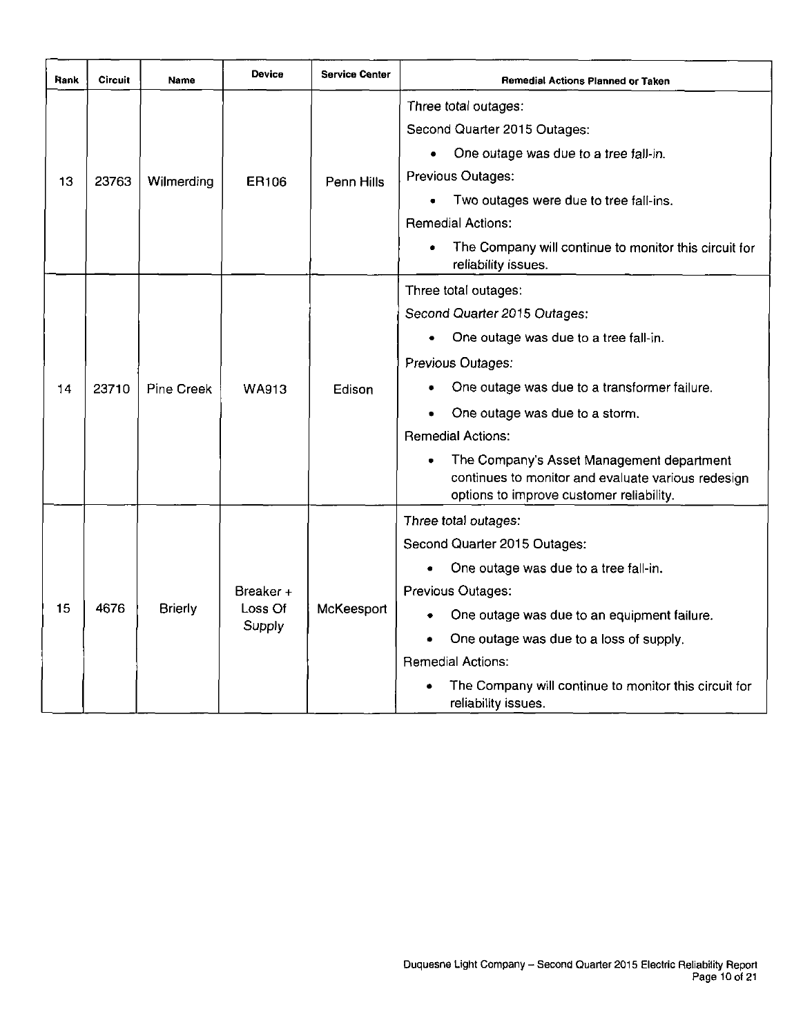| Rank | Circuit | Name | Device | Service Center | Remedial Actions Planned or Taken |
|---|---|---|---|---|---|
| 13 | 23763 | Wilmerding | ER106 | Penn Hills | Three total outages:<br>Second Quarter 2015 Outages:<br>• One outage was due to a tree fall-in.<br>Previous Outages:<br>• Two outages were due to tree fall-ins.<br>Remedial Actions:<br>• The Company will continue to monitor this circuit for reliability issues. |
| 14 | 23710 | Pine Creek | WA913 | Edison | Three total outages:<br>*Second Quarter 2015 Outages:*<br>• One outage was due to a tree fall-in.<br>Previous Outages:<br>• One outage was due to a transformer failure.<br>• One outage was due to a storm.<br>Remedial Actions:<br>• The Company's Asset Management department continues to monitor and evaluate various redesign options to improve customer reliability. |
| 15 | 4676 | Brierly | Breaker + Loss Of Supply | McKeesport | *Three total outages:*<br>Second Quarter 2015 Outages:<br>• One outage was due to a tree fall-in.<br>Previous Outages:<br>• One outage was due to an equipment failure.<br>• One outage was due to a loss of supply.<br>Remedial Actions:<br>• The Company will continue to monitor this circuit for reliability issues. |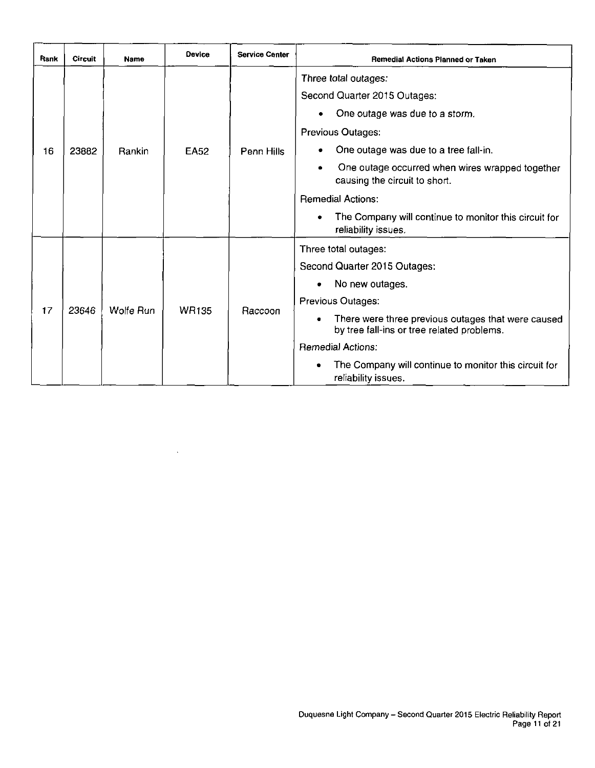| Rank | Circuit | Name | Device | Service Center | Remedial Actions Planned or Taken |
|---|---|---|---|---|---|
| 16 | 23882 | Rankin | EA52 | Penn Hills | Three total outages:<br>Second Quarter 2015 Outages:<br>• One outage was due to a storm.<br>Previous Outages:<br>• One outage was due to a tree fall-in.<br>• One outage occurred when wires wrapped together causing the circuit to short.<br>Remedial Actions:<br>• The Company will continue to monitor this circuit for reliability issues. |
| 17 | 23646 | Wolfe Run | WR135 | Raccoon | Three total outages:<br>Second Quarter 2015 Outages:<br>• No new outages.<br>Previous Outages:<br>• There were three previous outages that were caused by tree fall-ins or tree related problems.<br>Remedial Actions:<br>• The Company will continue to monitor this circuit for reliability issues. |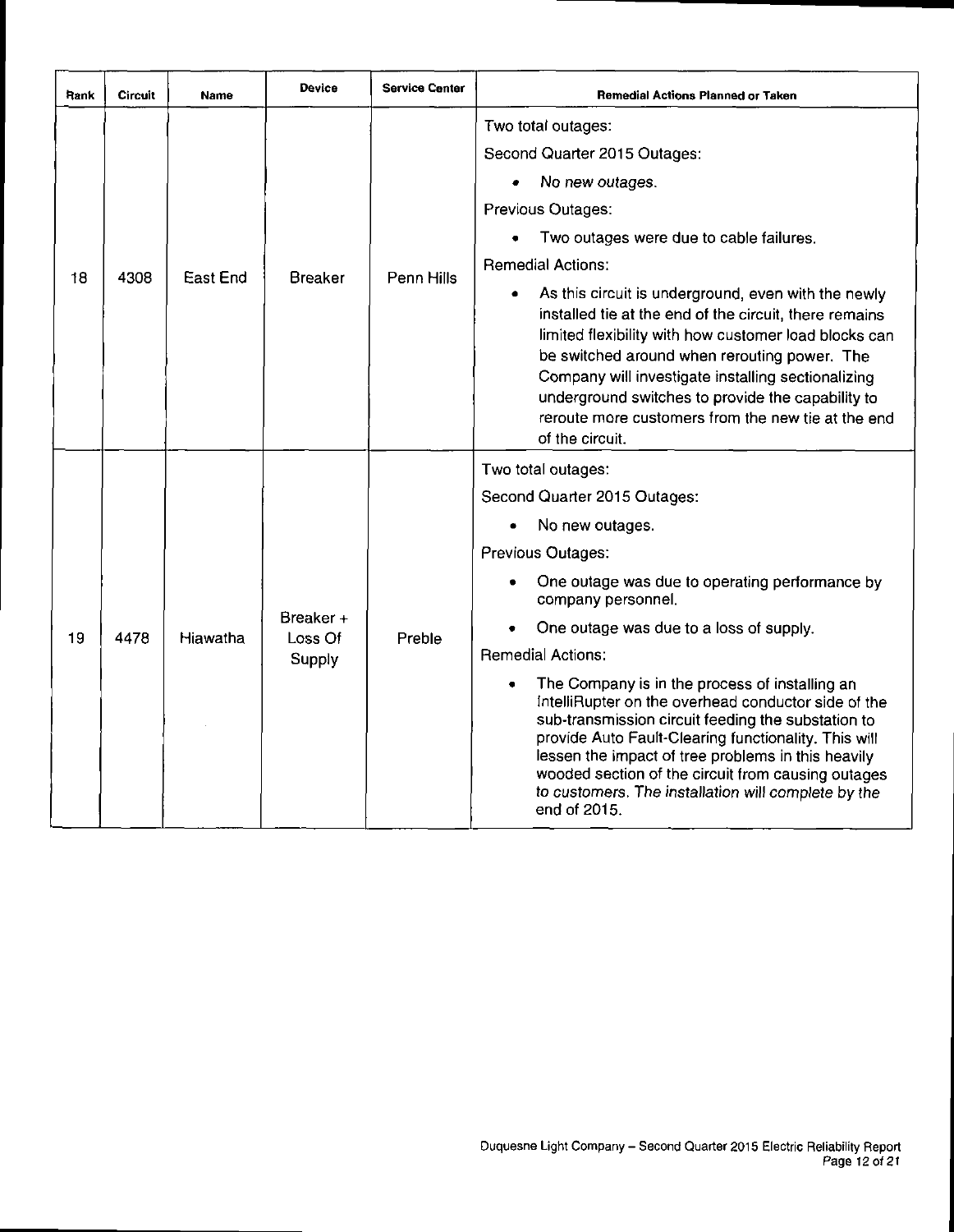| Rank | Circuit | Name | Device | Service Center | Remedial Actions Planned or Taken |
|---|---|---|---|---|---|
| 18 | 4308 | East End | Breaker | Penn Hills | Two total outages:<br>Second Quarter 2015 Outages:<br>• *No new outages.*<br>Previous Outages:<br>• Two outages were due to cable failures.<br>Remedial Actions:<br>• As this circuit is underground, even with the newly installed tie at the end of the circuit, there remains limited flexibility with how customer load blocks can be switched around when rerouting power. The Company will investigate installing sectionalizing underground switches to provide the capability to reroute more customers from the new tie at the end of the circuit. |
| 19 | 4478 | Hiawatha | Breaker + Loss Of Supply | Preble | Two total outages:<br>Second Quarter 2015 Outages:<br>• No new outages.<br>Previous Outages:<br>• One outage was due to operating performance by company personnel.<br>• One outage was due to a loss of supply.<br>Remedial Actions:<br>• The Company is in the process of installing an IntelliRupter on the overhead conductor side of the sub-transmission circuit feeding the substation to provide Auto Fault-Clearing functionality. This will lessen the impact of tree problems in this heavily wooded section of the circuit from causing outages *to customers. The installation will complete by the* end of 2015. |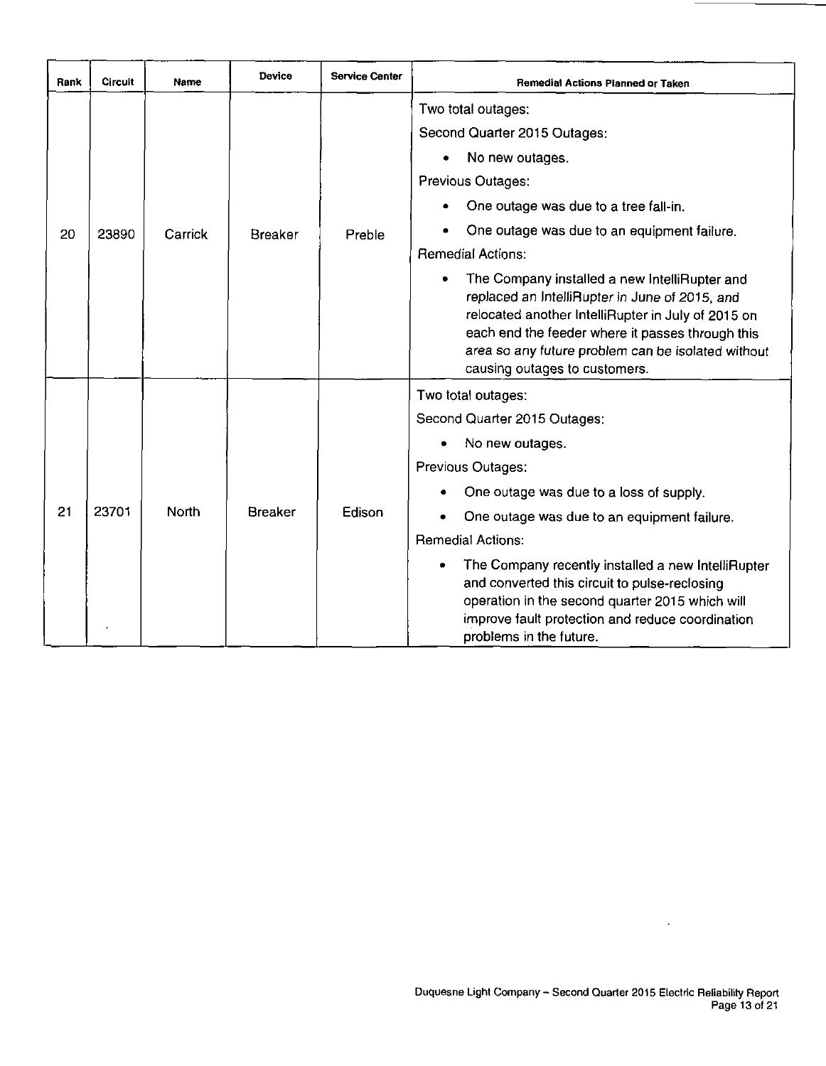| Rank | Circuit | Name | Device | Service Center | Remedial Actions Planned or Taken |
|---|---|---|---|---|---|
| 20 | 23890 | Carrick | Breaker | Preble | Two total outages:<br>Second Quarter 2015 Outages:<br>• No new outages.<br>Previous Outages:<br>• One outage was due to a tree fall-in.<br>• One outage was due to an equipment failure.<br>Remedial Actions:<br>• The Company installed a new IntelliRupter and replaced an IntelliRupter in June of 2015, and relocated another IntelliRupter in July of 2015 on each end the feeder where it passes through this area so any future problem can be isolated without causing outages to customers. |
| 21 | 23701 | North | Breaker | Edison | Two total outages:<br>Second Quarter 2015 Outages:<br>• No new outages.<br>Previous Outages:<br>• One outage was due to a loss of supply.<br>• One outage was due to an equipment failure.<br>Remedial Actions:<br>• The Company recently installed a new IntelliRupter and converted this circuit to pulse-reclosing operation in the second quarter 2015 which will improve fault protection and reduce coordination problems in the future. |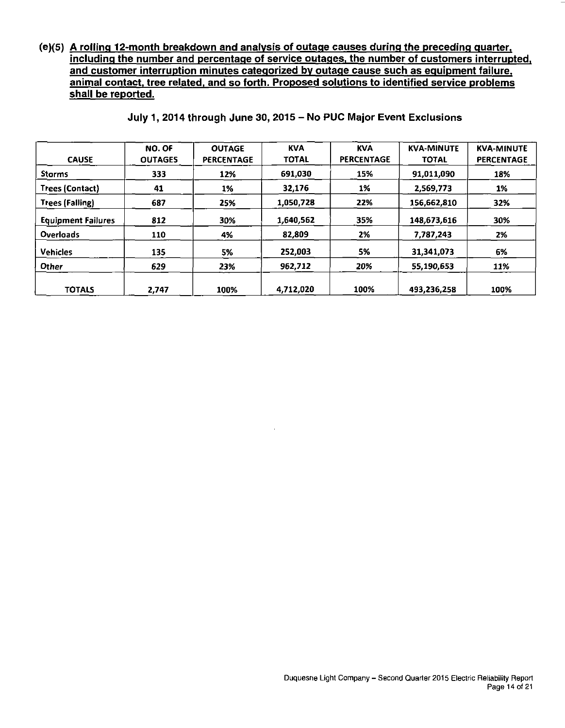**(e)(5) A rolling 12-month breakdown and analysis of outage causes during the preceding quarter, including the number and percentage of service outages, the number of customers interrupted, and customer interruption minutes categorized by outage cause such as equipment failure, animal contact, tree related, and so forth. Proposed solutions to identified service problems shall be reported.**

**July 1, 2014 through June 30, 2015 – No PUC Major Event Exclusions**

| CAUSE | NO. OF OUTAGES | OUTAGE PERCENTAGE | KVA TOTAL | KVA PERCENTAGE | KVA-MINUTE TOTAL | KVA-MINUTE PERCENTAGE |
|---|---|---|---|---|---|---|
| Storms | 333 | 12% | 691,030 | 15% | 91,011,090 | 18% |
| Trees (Contact) | 41 | 1% | 32,176 | 1% | 2,569,773 | 1% |
| Trees (Falling) | 687 | 25% | 1,050,728 | 22% | 156,662,810 | 32% |
| Equipment Failures | 812 | 30% | 1,640,562 | 35% | 148,673,616 | 30% |
| Overloads | 110 | 4% | 82,809 | 2% | 7,787,243 | 2% |
| Vehicles | 135 | 5% | 252,003 | 5% | 31,341,073 | 6% |
| Other | 629 | 23% | 962,712 | 20% | 55,190,653 | 11% |
| TOTALS | 2,747 | 100% | 4,712,020 | 100% | 493,236,258 | 100% |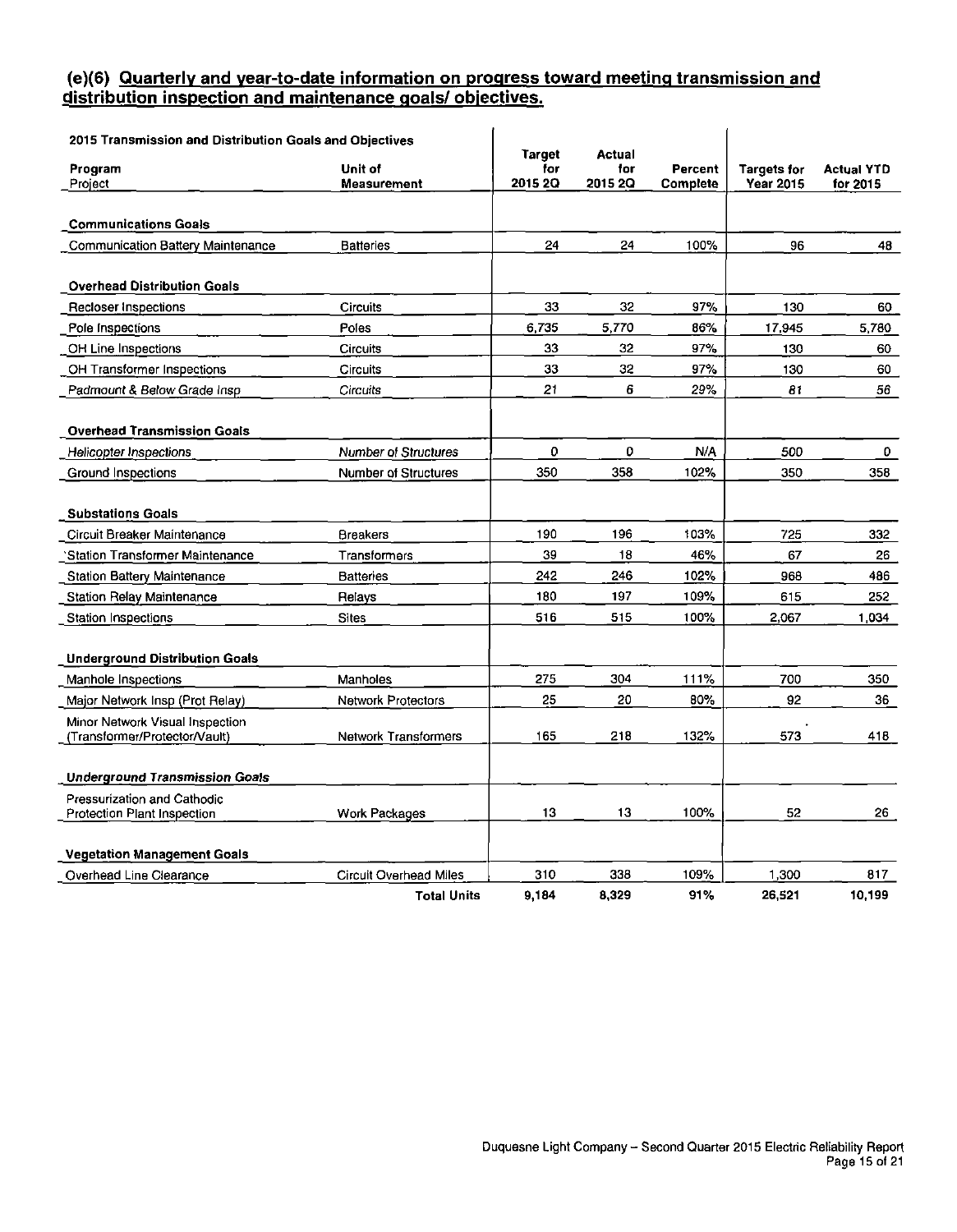## (e)(6) Quarterly and year-to-date information on progress toward meeting transmission and distribution inspection and maintenance goals/ objectives.

| 2015 Transmission and Distribution Goals and Objectives<br>Program<br>Project | Unit of Measurement | Target for 2015 2Q | Actual for 2015 2Q | Percent Complete | Targets for Year 2015 | Actual YTD for 2015 |
|---|---|---|---|---|---|---|
| **Communications Goals** | | | | | | |
| Communication Battery Maintenance | Batteries | 24 | 24 | 100% | 96 | 48 |
| **Overhead Distribution Goals** | | | | | | |
| Recloser Inspections | Circuits | 33 | 32 | 97% | 130 | 60 |
| Pole Inspections | Poles | 6,735 | 5,770 | 86% | 17,945 | 5,780 |
| OH Line Inspections | Circuits | 33 | 32 | 97% | 130 | 60 |
| OH Transformer Inspections | Circuits | 33 | 32 | 97% | 130 | 60 |
| *Padmount & Below Grade Insp* | *Circuits* | 21 | 6 | 29% | *81* | 56 |
| **Overhead Transmission Goals** | | | | | | |
| *Helicopter Inspections* | *Number of Structures* | 0 | 0 | N/A | 500 | 0 |
| Ground Inspections | Number of Structures | 350 | 358 | 102% | 350 | 358 |
| **Substations Goals** | | | | | | |
| Circuit Breaker Maintenance | Breakers | 190 | 196 | 103% | 725 | 332 |
| Station Transformer Maintenance | Transformers | 39 | 18 | 46% | 67 | 26 |
| Station Battery Maintenance | Batteries | 242 | 246 | 102% | 968 | 486 |
| Station Relay Maintenance | Relays | 180 | 197 | 109% | 615 | 252 |
| Station Inspections | Sites | 516 | 515 | 100% | 2,067 | 1,034 |
| **Underground Distribution Goals** | | | | | | |
| Manhole Inspections | Manholes | 275 | 304 | 111% | 700 | 350 |
| Major Network Insp (Prot Relay) | Network Protectors | 25 | 20 | 80% | 92 | 36 |
| Minor Network Visual Inspection (Transformer/Protector/Vault) | Network Transformers | 165 | 218 | 132% | 573 | 418 |
| ***Underground Transmission Goals*** | | | | | | |
| Pressurization and Cathodic Protection Plant Inspection | Work Packages | 13 | 13 | 100% | 52 | 26 |
| **Vegetation Management Goals** | | | | | | |
| Overhead Line Clearance | Circuit Overhead Miles | 310 | 338 | 109% | 1,300 | 817 |
| | **Total Units** | **9,184** | **8,329** | **91%** | **26,521** | **10,199** |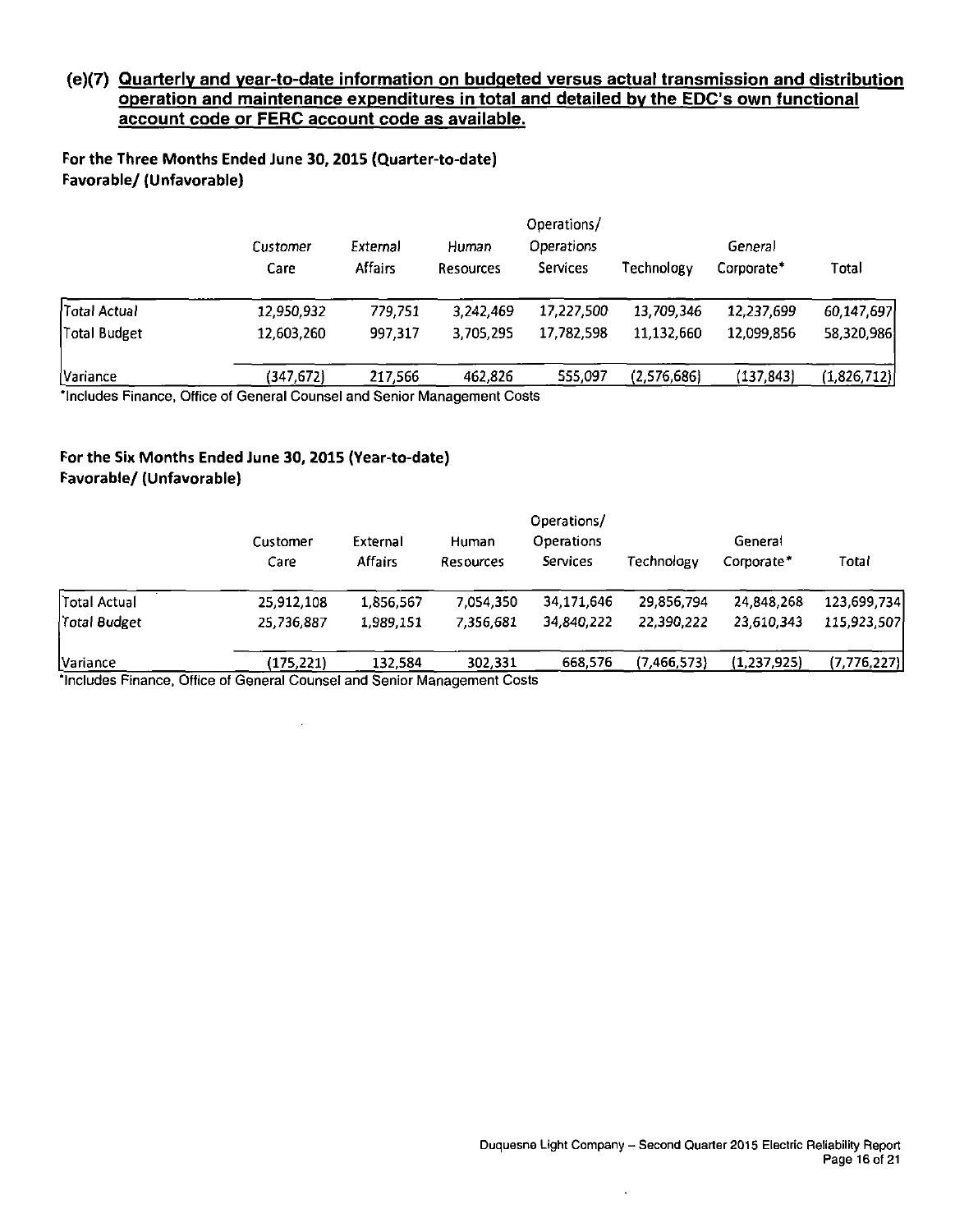## (e)(7) Quarterly and year-to-date information on budgeted versus actual transmission and distribution operation and maintenance expenditures in total and detailed by the EDC's own functional account code or FERC account code as available.

**For the Three Months Ended June 30, 2015 (Quarter-to-date)**
**Favorable/ (Unfavorable)**

| | Customer Care | External Affairs | Human Resources | Operations/ Operations Services | Technology | General Corporate* | Total |
|---|---|---|---|---|---|---|---|
| Total Actual | 12,950,932 | 779,751 | 3,242,469 | 17,227,500 | 13,709,346 | 12,237,699 | 60,147,697 |
| Total Budget | 12,603,260 | 997,317 | 3,705,295 | 17,782,598 | 11,132,660 | 12,099,856 | 58,320,986 |
| Variance | (347,672) | 217,566 | 462,826 | 555,097 | (2,576,686) | (137,843) | (1,826,712) |

*Includes Finance, Office of General Counsel and Senior Management Costs

**For the Six Months Ended June 30, 2015 (Year-to-date)**
**Favorable/ (Unfavorable)**

| | Customer Care | External Affairs | Human Resources | Operations/ Operations Services | Technology | General Corporate* | Total |
|---|---|---|---|---|---|---|---|
| Total Actual | 25,912,108 | 1,856,567 | 7,054,350 | 34,171,646 | 29,856,794 | 24,848,268 | 123,699,734 |
| Total Budget | 25,736,887 | 1,989,151 | 7,356,681 | 34,840,222 | 22,390,222 | 23,610,343 | 115,923,507 |
| Variance | (175,221) | 132,584 | 302,331 | 668,576 | (7,466,573) | (1,237,925) | (7,776,227) |

*Includes Finance, Office of General Counsel and Senior Management Costs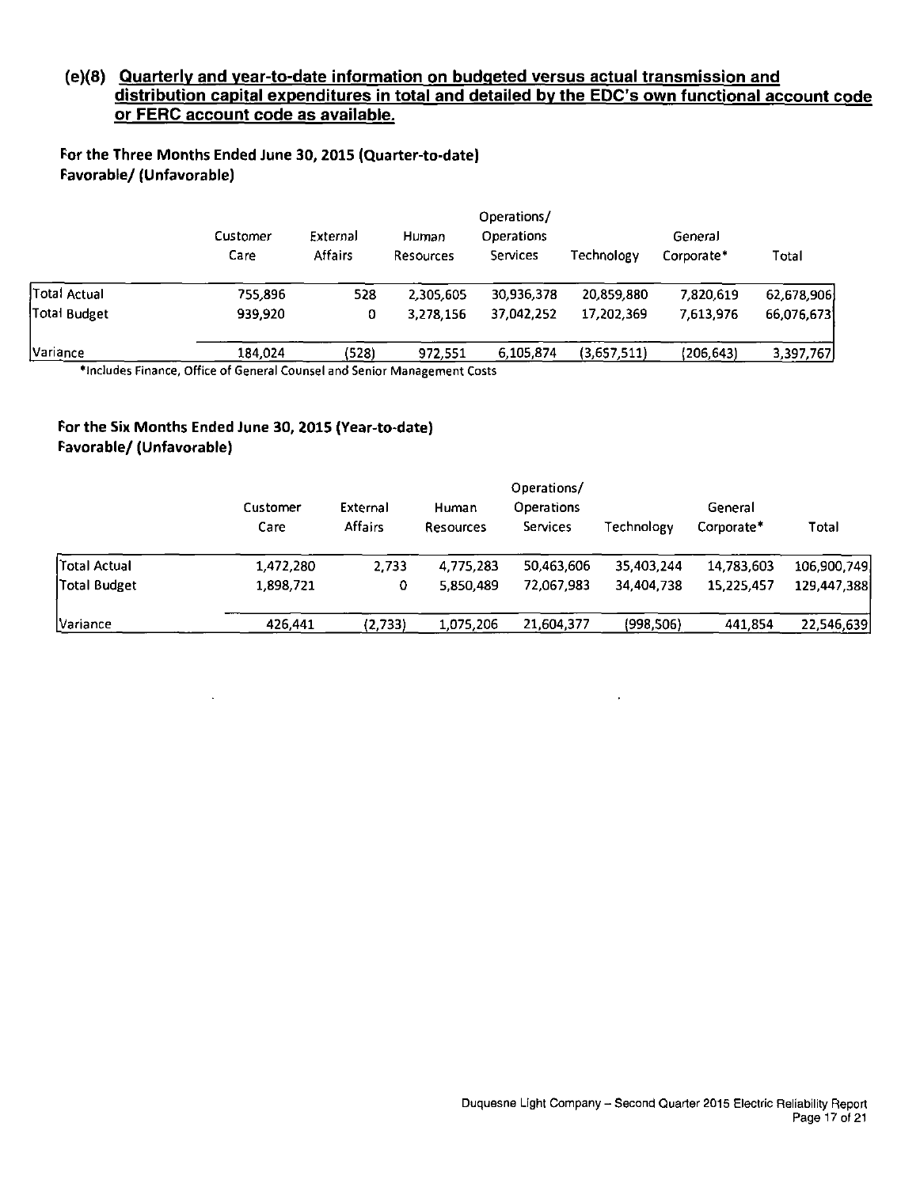## (e)(8) Quarterly and year-to-date information on budgeted versus actual transmission and distribution capital expenditures in total and detailed by the EDC's own functional account code or FERC account code as available.

**For the Three Months Ended June 30, 2015 (Quarter-to-date)**
**Favorable/ (Unfavorable)**

| | Customer Care | External Affairs | Human Resources | Operations/ Operations Services | Technology | General Corporate* | Total |
|---|---|---|---|---|---|---|---|
| Total Actual | 755,896 | 528 | 2,305,605 | 30,936,378 | 20,859,880 | 7,820,619 | 62,678,906 |
| Total Budget | 939,920 | 0 | 3,278,156 | 37,042,252 | 17,202,369 | 7,613,976 | 66,076,673 |
| Variance | 184,024 | (528) | 972,551 | 6,105,874 | (3,657,511) | (206,643) | 3,397,767 |

*Includes Finance, Office of General Counsel and Senior Management Costs

**For the Six Months Ended June 30, 2015 (Year-to-date)**
**Favorable/ (Unfavorable)**

| | Customer Care | External Affairs | Human Resources | Operations/ Operations Services | Technology | General Corporate* | Total |
|---|---|---|---|---|---|---|---|
| Total Actual | 1,472,280 | 2,733 | 4,775,283 | 50,463,606 | 35,403,244 | 14,783,603 | 106,900,749 |
| Total Budget | 1,898,721 | 0 | 5,850,489 | 72,067,983 | 34,404,738 | 15,225,457 | 129,447,388 |
| Variance | 426,441 | (2,733) | 1,075,206 | 21,604,377 | (998,506) | 441,854 | 22,546,639 |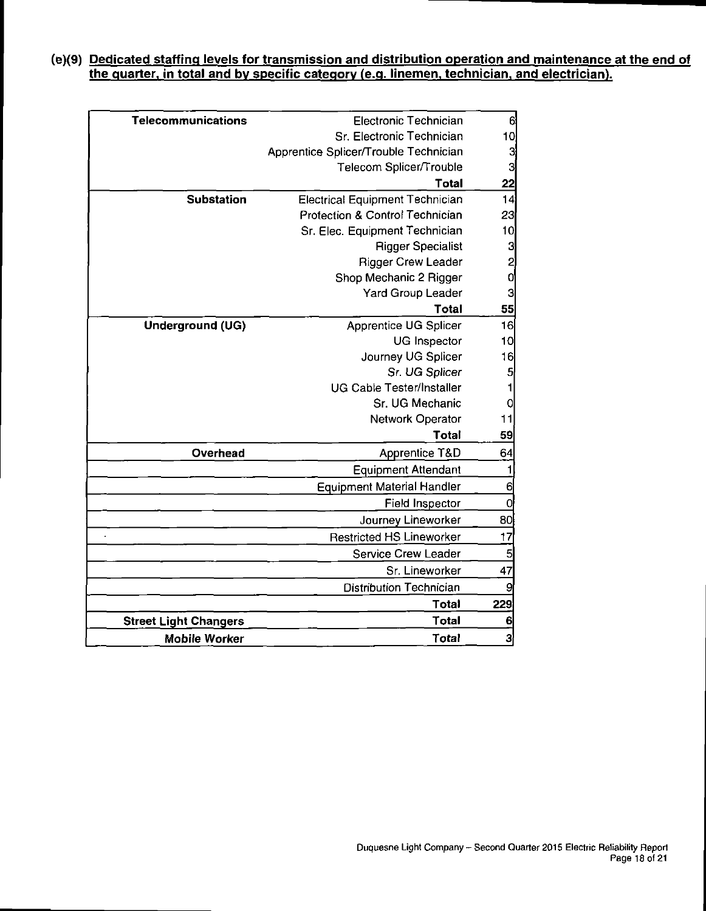**(e)(9) Dedicated staffing levels for transmission and distribution operation and maintenance at the end of the quarter, in total and by specific category (e.g. linemen, technician, and electrician).**

| Category | Position | Count |
|---|---|---|
| **Telecommunications** | Electronic Technician | 6 |
| | Sr. Electronic Technician | 10 |
| | Apprentice Splicer/Trouble Technician | 3 |
| | Telecom Splicer/Trouble | 3 |
| | **Total** | **22** |
| **Substation** | Electrical Equipment Technician | 14 |
| | Protection & Control Technician | 23 |
| | Sr. Elec. Equipment Technician | 10 |
| | Rigger Specialist | 3 |
| | Rigger Crew Leader | 2 |
| | Shop Mechanic 2 Rigger | 0 |
| | Yard Group Leader | 3 |
| | **Total** | **55** |
| **Underground (UG)** | Apprentice UG Splicer | 16 |
| | UG Inspector | 10 |
| | Journey UG Splicer | 16 |
| | *Sr. UG Splicer* | 5 |
| | UG Cable Tester/Installer | 1 |
| | Sr. UG Mechanic | 0 |
| | Network Operator | 11 |
| | **Total** | **59** |
| **Overhead** | Apprentice T&D | 64 |
| | Equipment Attendant | 1 |
| | Equipment Material Handler | 6 |
| | Field Inspector | 0 |
| | Journey Lineworker | 80 |
| | Restricted HS Lineworker | 17 |
| | Service Crew Leader | 5 |
| | Sr. Lineworker | 47 |
| | Distribution Technician | 9 |
| | **Total** | **229** |
| **Street Light Changers** | **Total** | **6** |
| **Mobile Worker** | **Total** | **3** |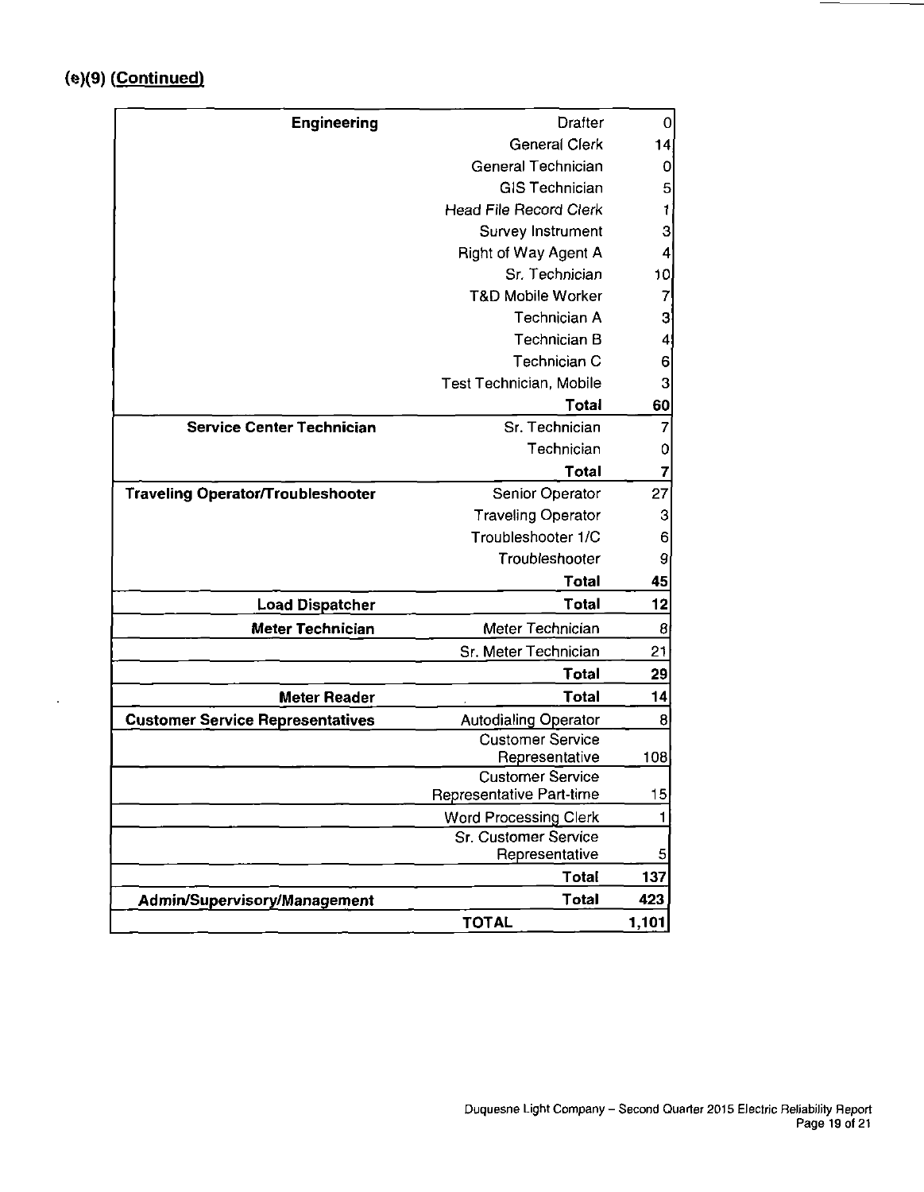**(e)(9) (Continued)**

| | | |
|---|---|---|
| **Engineering** | Drafter | 0 |
| | General Clerk | 14 |
| | General Technician | 0 |
| | GIS Technician | 5 |
| | Head File Record Clerk | 1 |
| | Survey Instrument | 3 |
| | Right of Way Agent A | 4 |
| | Sr. Technician | 10 |
| | T&D Mobile Worker | 7 |
| | Technician A | 3 |
| | Technician B | 4 |
| | Technician C | 6 |
| | Test Technician, Mobile | 3 |
| | **Total** | **60** |
| **Service Center Technician** | Sr. Technician | 7 |
| | Technician | 0 |
| | **Total** | **7** |
| **Traveling Operator/Troubleshooter** | Senior Operator | 27 |
| | Traveling Operator | 3 |
| | Troubleshooter 1/C | 6 |
| | Troubleshooter | 9 |
| | **Total** | **45** |
| **Load Dispatcher** | **Total** | **12** |
| **Meter Technician** | Meter Technician | 8 |
| | Sr. Meter Technician | 21 |
| | **Total** | **29** |
| **Meter Reader** | **Total** | **14** |
| **Customer Service Representatives** | Autodialing Operator | 8 |
| | Customer Service Representative | 108 |
| | Customer Service Representative Part-time | 15 |
| | Word Processing Clerk | 1 |
| | Sr. Customer Service Representative | 5 |
| | **Total** | **137** |
| **Admin/Supervisory/Management** | **Total** | **423** |
| | **TOTAL** | **1,101** |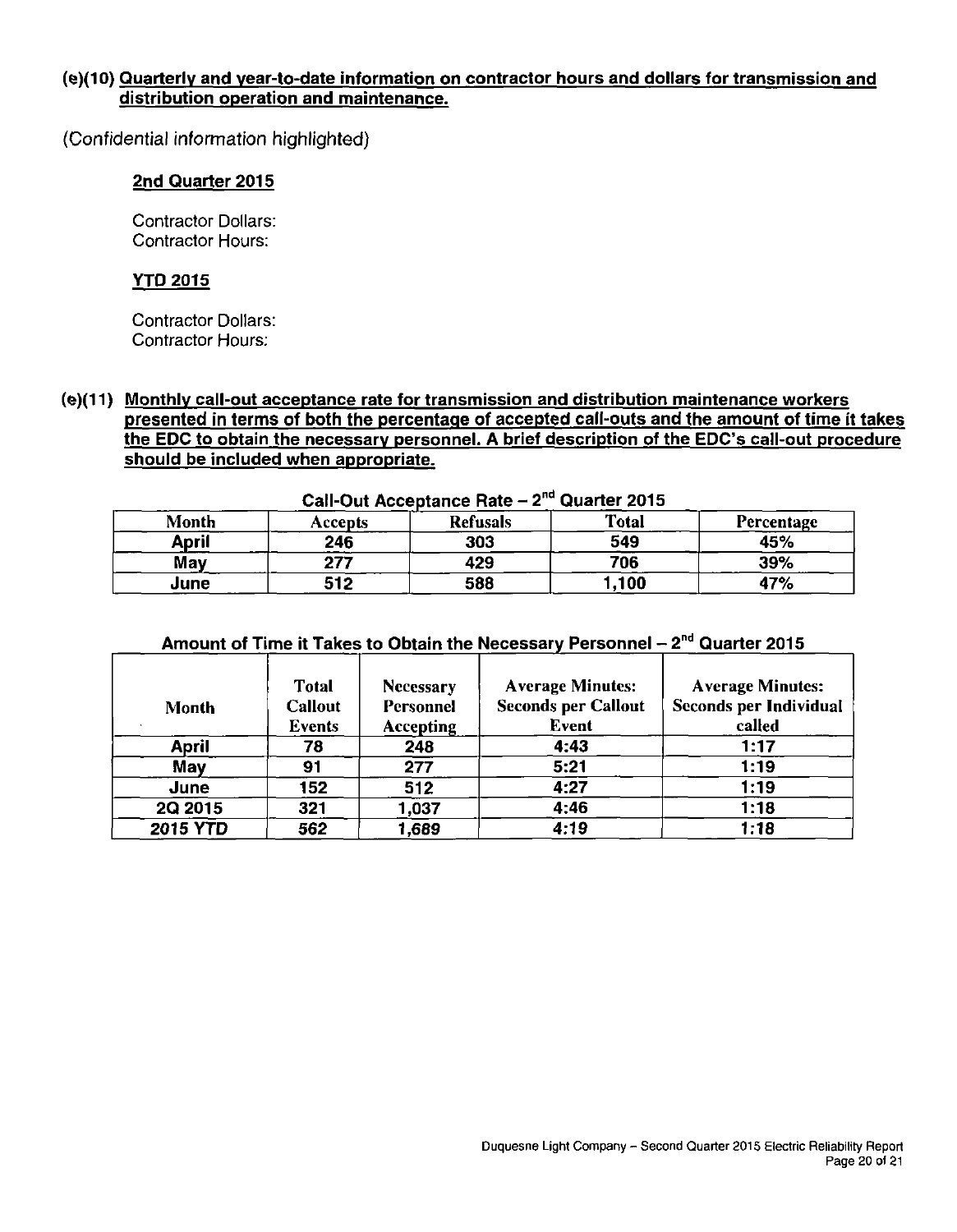**(e)(10) Quarterly and year-to-date information on contractor hours and dollars for transmission and distribution operation and maintenance.**

(Confidential information highlighted)

**2nd Quarter 2015**

Contractor Dollars:
Contractor Hours:

**YTD 2015**

Contractor Dollars:
Contractor Hours:

**(e)(11) Monthly call-out acceptance rate for transmission and distribution maintenance workers presented in terms of both the percentage of accepted call-outs and the amount of time it takes the EDC to obtain the necessary personnel. A brief description of the EDC's call-out procedure should be included when appropriate.**

**Call-Out Acceptance Rate – 2nd Quarter 2015**

| Month | Accepts | Refusals | Total | Percentage |
|---|---|---|---|---|
| April | 246 | 303 | 549 | 45% |
| May | 277 | 429 | 706 | 39% |
| June | 512 | 588 | 1,100 | 47% |

**Amount of Time it Takes to Obtain the Necessary Personnel – 2nd Quarter 2015**

| Month | Total Callout Events | Necessary Personnel Accepting | Average Minutes: Seconds per Callout Event | Average Minutes: Seconds per Individual called |
|---|---|---|---|---|
| April | 78 | 248 | 4:43 | 1:17 |
| May | 91 | 277 | 5:21 | 1:19 |
| June | 152 | 512 | 4:27 | 1:19 |
| 2Q 2015 | 321 | 1,037 | 4:46 | 1:18 |
| 2015 YTD | 562 | 1,689 | 4:19 | 1:18 |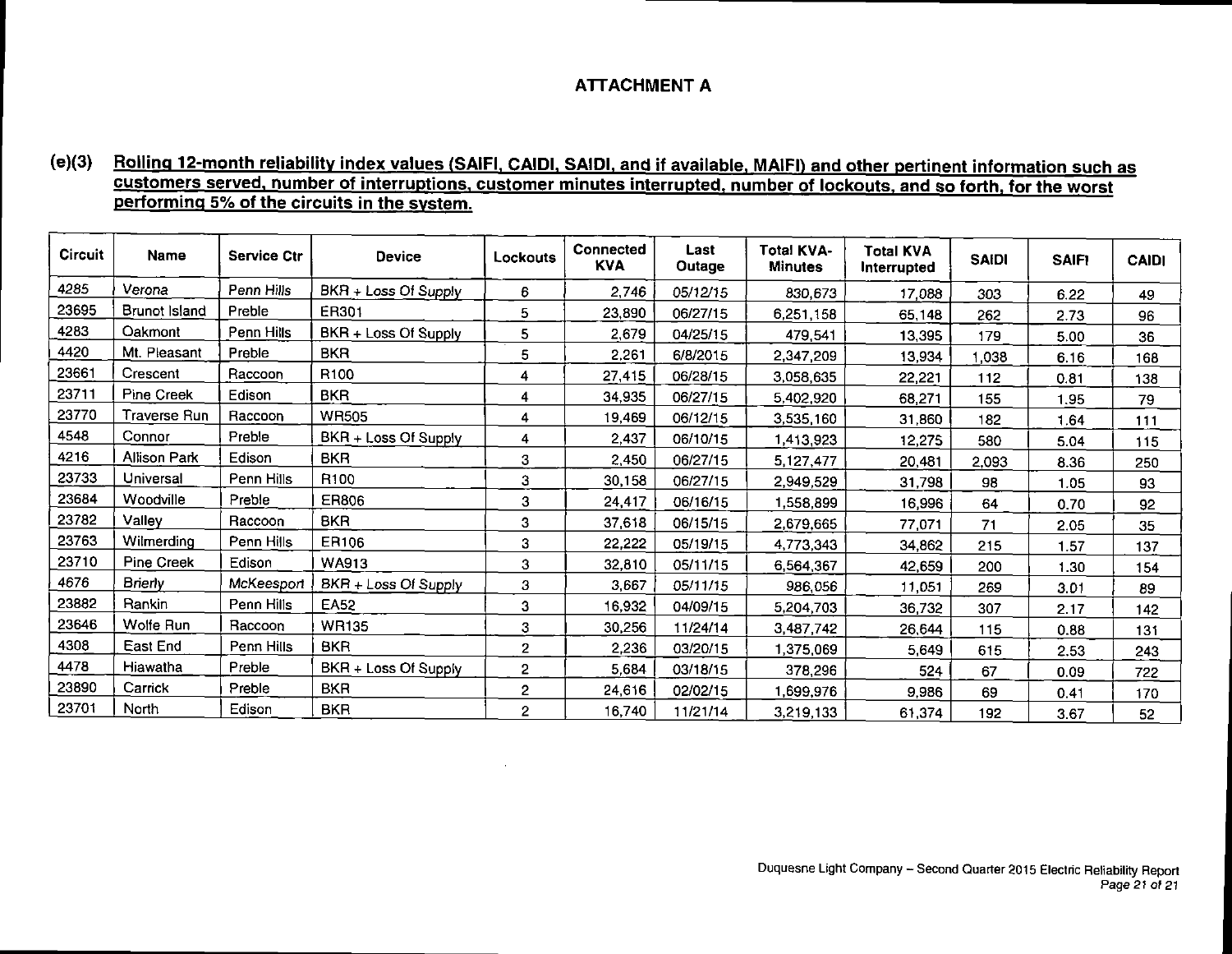# ATTACHMENT A

**(e)(3) Rolling 12-month reliability index values (SAIFI, CAIDI, SAIDI, and if available, MAIFI) and other pertinent information such as customers served, number of interruptions, customer minutes interrupted, number of lockouts, and so forth, for the worst performing 5% of the circuits in the system.**

| Circuit | Name | Service Ctr | Device | Lockouts | Connected KVA | Last Outage | Total KVA-Minutes | Total KVA Interrupted | SAIDI | SAIFI | CAIDI |
|---|---|---|---|---|---|---|---|---|---|---|---|
| 4285 | Verona | Penn Hills | BKR + Loss Of Supply | 6 | 2,746 | 05/12/15 | 830,673 | 17,088 | 303 | 6.22 | 49 |
| 23695 | Brunot Island | Preble | ER301 | 5 | 23,890 | 06/27/15 | 6,251,158 | 65,148 | 262 | 2.73 | 96 |
| 4283 | Oakmont | Penn Hills | BKR + Loss Of Supply | 5 | 2,679 | 04/25/15 | 479,541 | 13,395 | 179 | 5.00 | 36 |
| 4420 | Mt. Pleasant | Preble | BKR | 5 | 2,261 | 6/8/2015 | 2,347,209 | 13,934 | 1,038 | 6.16 | 168 |
| 23661 | Crescent | Raccoon | R100 | 4 | 27,415 | 06/28/15 | 3,058,635 | 22,221 | 112 | 0.81 | 138 |
| 23711 | Pine Creek | Edison | BKR | 4 | 34,935 | 06/27/15 | 5,402,920 | 68,271 | 155 | 1.95 | 79 |
| 23770 | Traverse Run | Raccoon | WR505 | 4 | 19,469 | 06/12/15 | 3,535,160 | 31,860 | 182 | 1.64 | 111 |
| 4548 | Connor | Preble | BKR + Loss Of Supply | 4 | 2,437 | 06/10/15 | 1,413,923 | 12,275 | 580 | 5.04 | 115 |
| 4216 | Allison Park | Edison | BKR | 3 | 2,450 | 06/27/15 | 5,127,477 | 20,481 | 2,093 | 8.36 | 250 |
| 23733 | Universal | Penn Hills | R100 | 3 | 30,158 | 06/27/15 | 2,949,529 | 31,798 | 98 | 1.05 | 93 |
| 23684 | Woodville | Preble | ER806 | 3 | 24,417 | 06/16/15 | 1,558,899 | 16,996 | 64 | 0.70 | 92 |
| 23782 | Valley | Raccoon | BKR | 3 | 37,618 | 06/15/15 | 2,679,665 | 77,071 | 71 | 2.05 | 35 |
| 23763 | Wilmerding | Penn Hills | ER106 | 3 | 22,222 | 05/19/15 | 4,773,343 | 34,862 | 215 | 1.57 | 137 |
| 23710 | Pine Creek | Edison | WA913 | 3 | 32,810 | 05/11/15 | 6,564,367 | 42,659 | 200 | 1.30 | 154 |
| 4676 | Brierly | McKeesport | BKR + Loss Of Supply | 3 | 3,667 | 05/11/15 | 986,056 | 11,051 | 269 | 3.01 | 89 |
| 23882 | Rankin | Penn Hills | EA52 | 3 | 16,932 | 04/09/15 | 5,204,703 | 36,732 | 307 | 2.17 | 142 |
| 23646 | Wolfe Run | Raccoon | WR135 | 3 | 30,256 | 11/24/14 | 3,487,742 | 26,644 | 115 | 0.88 | 131 |
| 4308 | East End | Penn Hills | BKR | 2 | 2,236 | 03/20/15 | 1,375,069 | 5,649 | 615 | 2.53 | 243 |
| 4478 | Hiawatha | Preble | BKR + Loss Of Supply | 2 | 5,684 | 03/18/15 | 378,296 | 524 | 67 | 0.09 | 722 |
| 23890 | Carrick | Preble | BKR | 2 | 24,616 | 02/02/15 | 1,699,976 | 9,986 | 69 | 0.41 | 170 |
| 23701 | North | Edison | BKR | 2 | 16,740 | 11/21/14 | 3,219,133 | 61,374 | 192 | 3.67 | 52 |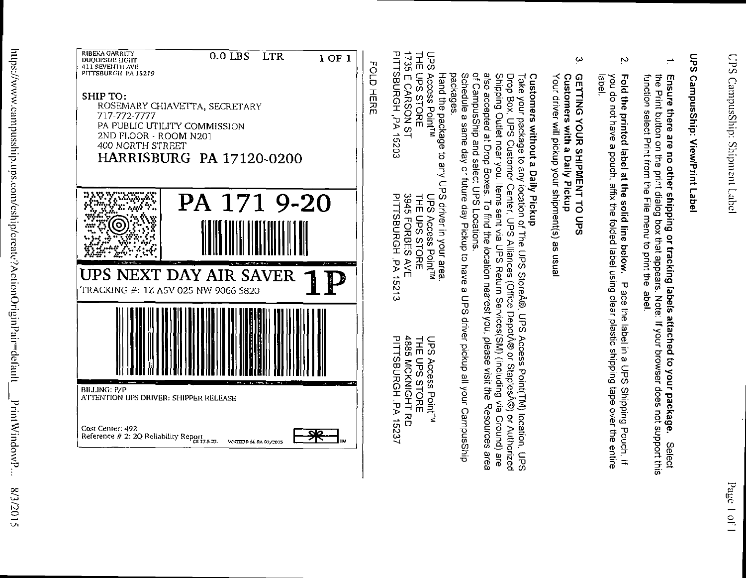## UPS CampusShip: View/Print Label

1. **Ensure there are no other shipping or tracking labels attached to your package.** Select the Print button on the print dialog box that appears. Note: If your browser does not support this function select Print from the File menu to print the label.

2. **Fold the printed label at the solid line below.** Place the label in a UPS Shipping Pouch. If you do not have a pouch, affix the folded label using clear plastic shipping tape over the entire label.

3. **GETTING YOUR SHIPMENT TO UPS**

   **Customers with a Daily Pickup**

   Your driver will pickup your shipment(s) as usual.

   **Customers without a Daily Pickup**

   Take your package to any location of The UPS StoreÂ®, UPS Access Point(TM) location, UPS Drop Box, UPS Customer Center, UPS Alliances (Office DepotÂ® or StaplesÂ®) or Authorized Shipping Outlet near you. Items sent via UPS Return Services(SM) (including via Ground) are also accepted at Drop Boxes. To find the location nearest you, please visit the Resources area of CampusShip and select UPS Locations.

   Schedule a same day or future day Pickup to have a UPS driver pickup all your CampusShip packages.

   Hand the package to any UPS driver in your area.

| | | |
|---|---|---|
| UPS Access Point™ | UPS Access Point™ | UPS Access Point™ |
| THE UPS STORE | THE UPS STORE | THE UPS STORE |
| 1735 E CARSON ST | 3945 FORBES AVE | 4885 MCKNIGHT RD |
| PITTSBURGH ,PA 15203 | PITTSBURGH ,PA 15213 | PITTSBURGH ,PA 15237 |

FOLD HERE

RIBEKA GARRITY
DUQUESNE LIGHT
411 SEVENTH AVE
PITTSBURGH PA 15219

0.0 LBS LTR 1 OF 1

**SHIP TO:**
ROSEMARY CHIAVETTA, SECRETARY
717-772-7777
PA PUBLIC UTILITY COMMISSION
2ND FLOOR - ROOM N201
400 NORTH STREET
**HARRISBURG PA 17120-0200**

**PA 171 9-20**

**UPS NEXT DAY AIR SAVER 1P**

TRACKING #: 1Z A5V 025 NW 9066 5820

BILLING: P/P
ATTENTION UPS DRIVER: SHIPPER RELEASE

Cost Center: 492
Reference # 2: 2Q Reliability Report

CS 17.5.27. WNTIE70 66.0A 07/2015

https://www.campusship.ups.com/cship/create?ActionOriginPair=default___PrintWindowP... 8/3/2015